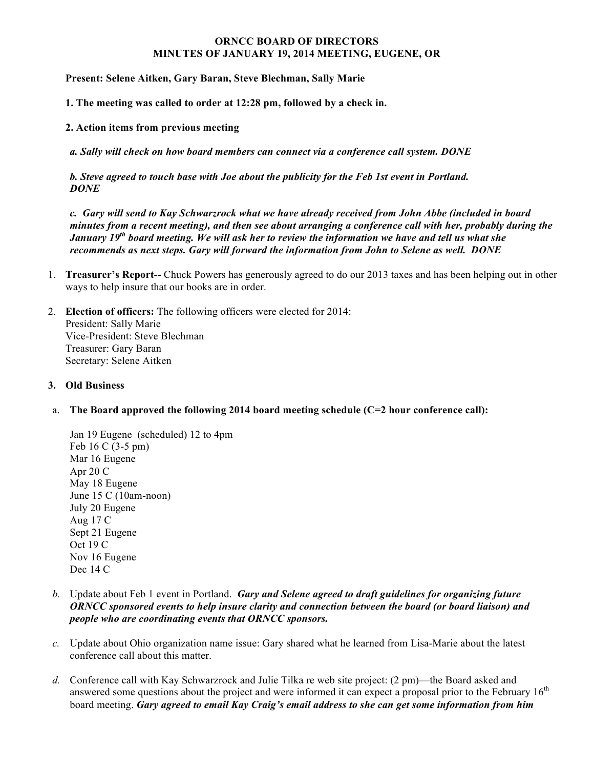**ORNCC BOARD OF DIRECTORS**
**MINUTES OF JANUARY 19, 2014 MEETING, EUGENE, OR**

**Present: Selene Aitken, Gary Baran, Steve Blechman, Sally Marie**

**1. The meeting was called to order at 12:28 pm, followed by a check in.**

**2. Action items from previous meeting**

***a. Sally will check on how board members can connect via a conference call system. DONE***

***b. Steve agreed to touch base with Joe about the publicity for the Feb 1st event in Portland. DONE***

***c. Gary will send to Kay Schwarzrock what we have already received from John Abbe (included in board minutes from a recent meeting), and then see about arranging a conference call with her, probably during the January 19th board meeting. We will ask her to review the information we have and tell us what she recommends as next steps. Gary will forward the information from John to Selene as well. DONE***

1. **Treasurer's Report--** Chuck Powers has generously agreed to do our 2013 taxes and has been helping out in other ways to help insure that our books are in order.

2. **Election of officers:** The following officers were elected for 2014:
   President: Sally Marie
   Vice-President: Steve Blechman
   Treasurer: Gary Baran
   Secretary: Selene Aitken

3. **Old Business**

a. **The Board approved the following 2014 board meeting schedule (C=2 hour conference call):**

Jan 19 Eugene (scheduled) 12 to 4pm
Feb 16 C (3-5 pm)
Mar 16 Eugene
Apr 20 C
May 18 Eugene
June 15 C (10am-noon)
July 20 Eugene
Aug 17 C
Sept 21 Eugene
Oct 19 C
Nov 16 Eugene
Dec 14 C

*b.* Update about Feb 1 event in Portland. ***Gary and Selene agreed to draft guidelines for organizing future ORNCC sponsored events to help insure clarity and connection between the board (or board liaison) and people who are coordinating events that ORNCC sponsors.***

*c.* Update about Ohio organization name issue: Gary shared what he learned from Lisa-Marie about the latest conference call about this matter.

*d.* Conference call with Kay Schwarzrock and Julie Tilka re web site project: (2 pm)—the Board asked and answered some questions about the project and were informed it can expect a proposal prior to the February 16th board meeting. ***Gary agreed to email Kay Craig's email address to she can get some information from him***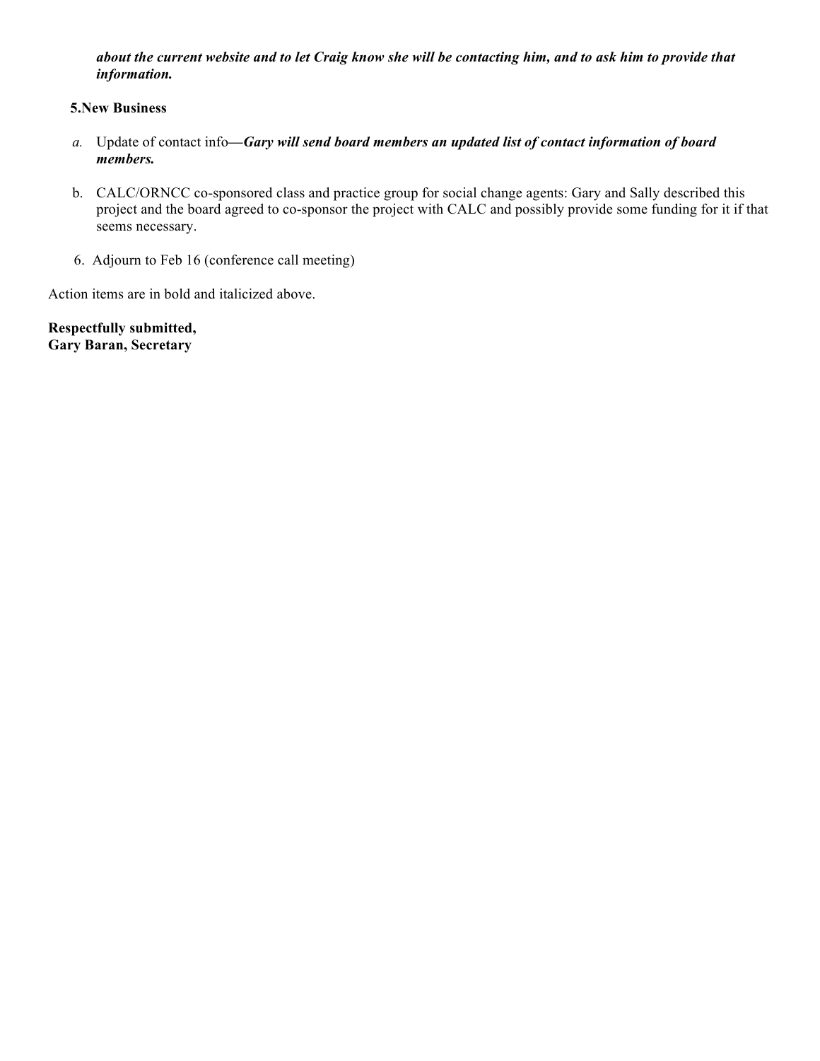***about the current website and to let Craig know she will be contacting him, and to ask him to provide that information.***

**5.New Business**

a. Update of contact info—***Gary will send board members an updated list of contact information of board members.***

b. CALC/ORNCC co-sponsored class and practice group for social change agents: Gary and Sally described this project and the board agreed to co-sponsor the project with CALC and possibly provide some funding for it if that seems necessary.

6. Adjourn to Feb 16 (conference call meeting)

Action items are in bold and italicized above.

**Respectfully submitted,**
**Gary Baran, Secretary**